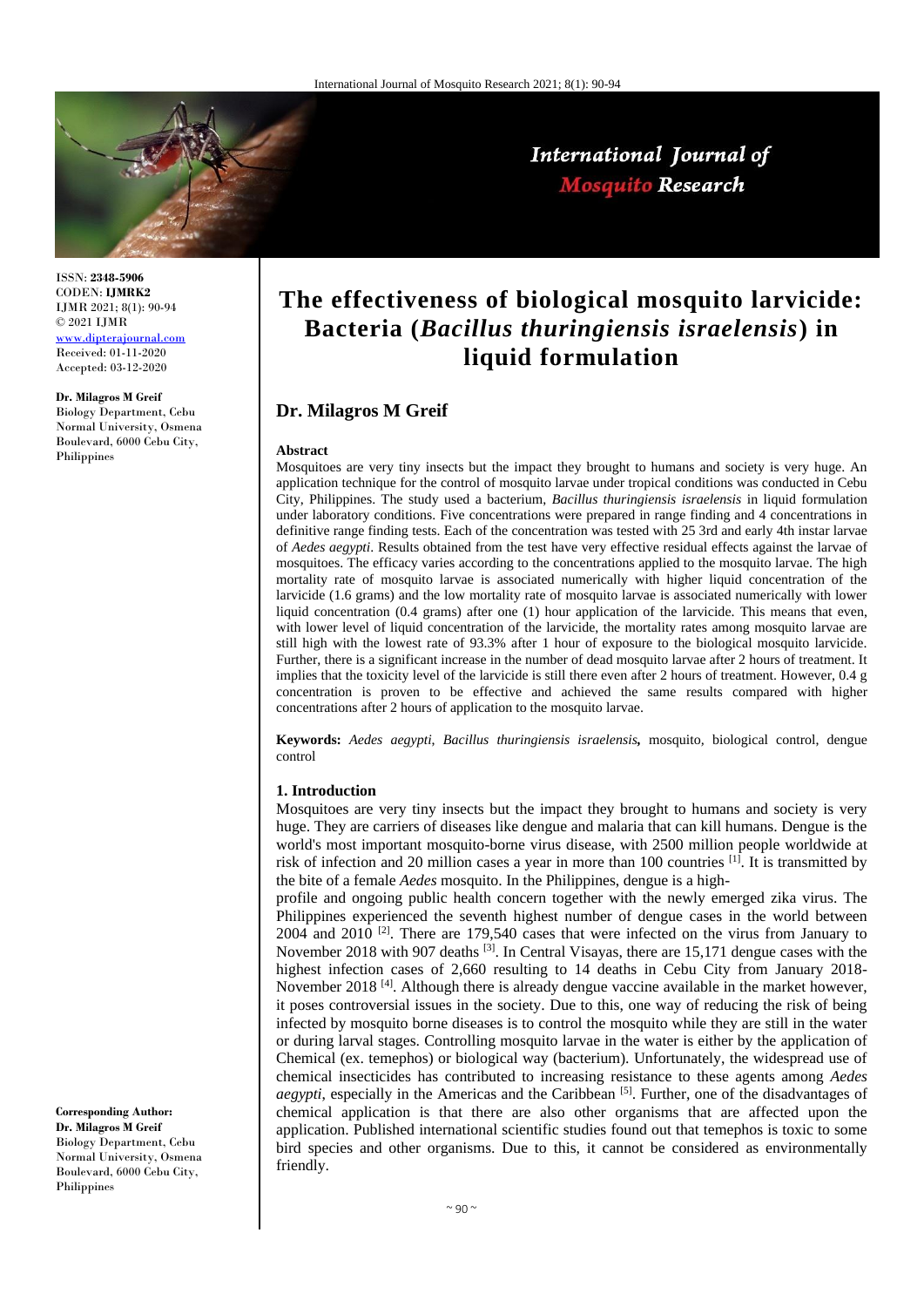ISSN: **2348-5906**
CODEN: **IJMRK2**
IJMR 2021; 8(1): 90-94
© 2021 IJMR
www.dipterajournal.com
Received: 01-11-2020
Accepted: 03-12-2020

**Dr. Milagros M Greif**
Biology Department, Cebu Normal University, Osmena Boulevard, 6000 Cebu City, Philippines

**Corresponding Author:**
**Dr. Milagros M Greif**
Biology Department, Cebu Normal University, Osmena Boulevard, 6000 Cebu City, Philippines

# The effectiveness of biological mosquito larvicide: Bacteria (*Bacillus thuringiensis israelensis*) in liquid formulation

## Dr. Milagros M Greif

**Abstract**

Mosquitoes are very tiny insects but the impact they brought to humans and society is very huge. An application technique for the control of mosquito larvae under tropical conditions was conducted in Cebu City, Philippines. The study used a bacterium, *Bacillus thuringiensis israelensis* in liquid formulation under laboratory conditions. Five concentrations were prepared in range finding and 4 concentrations in definitive range finding tests. Each of the concentration was tested with 25 3rd and early 4th instar larvae of *Aedes aegypti*. Results obtained from the test have very effective residual effects against the larvae of mosquitoes. The efficacy varies according to the concentrations applied to the mosquito larvae. The high mortality rate of mosquito larvae is associated numerically with higher liquid concentration of the larvicide (1.6 grams) and the low mortality rate of mosquito larvae is associated numerically with lower liquid concentration (0.4 grams) after one (1) hour application of the larvicide. This means that even, with lower level of liquid concentration of the larvicide, the mortality rates among mosquito larvae are still high with the lowest rate of 93.3% after 1 hour of exposure to the biological mosquito larvicide. Further, there is a significant increase in the number of dead mosquito larvae after 2 hours of treatment. It implies that the toxicity level of the larvicide is still there even after 2 hours of treatment. However, 0.4 g concentration is proven to be effective and achieved the same results compared with higher concentrations after 2 hours of application to the mosquito larvae.

**Keywords:** *Aedes aegypti*, *Bacillus thuringiensis israelensis***,** mosquito, biological control, dengue control

### 1. Introduction

Mosquitoes are very tiny insects but the impact they brought to humans and society is very huge. They are carriers of diseases like dengue and malaria that can kill humans. Dengue is the world's most important mosquito-borne virus disease, with 2500 million people worldwide at risk of infection and 20 million cases a year in more than 100 countries [1]. It is transmitted by the bite of a female *Aedes* mosquito. In the Philippines, dengue is a high-profile and ongoing public health concern together with the newly emerged zika virus. The Philippines experienced the seventh highest number of dengue cases in the world between 2004 and 2010 [2]. There are 179,540 cases that were infected on the virus from January to November 2018 with 907 deaths [3]. In Central Visayas, there are 15,171 dengue cases with the highest infection cases of 2,660 resulting to 14 deaths in Cebu City from January 2018-November 2018 [4]. Although there is already dengue vaccine available in the market however, it poses controversial issues in the society. Due to this, one way of reducing the risk of being infected by mosquito borne diseases is to control the mosquito while they are still in the water or during larval stages. Controlling mosquito larvae in the water is either by the application of Chemical (ex. temephos) or biological way (bacterium). Unfortunately, the widespread use of chemical insecticides has contributed to increasing resistance to these agents among *Aedes aegypti*, especially in the Americas and the Caribbean [5]. Further, one of the disadvantages of chemical application is that there are also other organisms that are affected upon the application. Published international scientific studies found out that temephos is toxic to some bird species and other organisms. Due to this, it cannot be considered as environmentally friendly.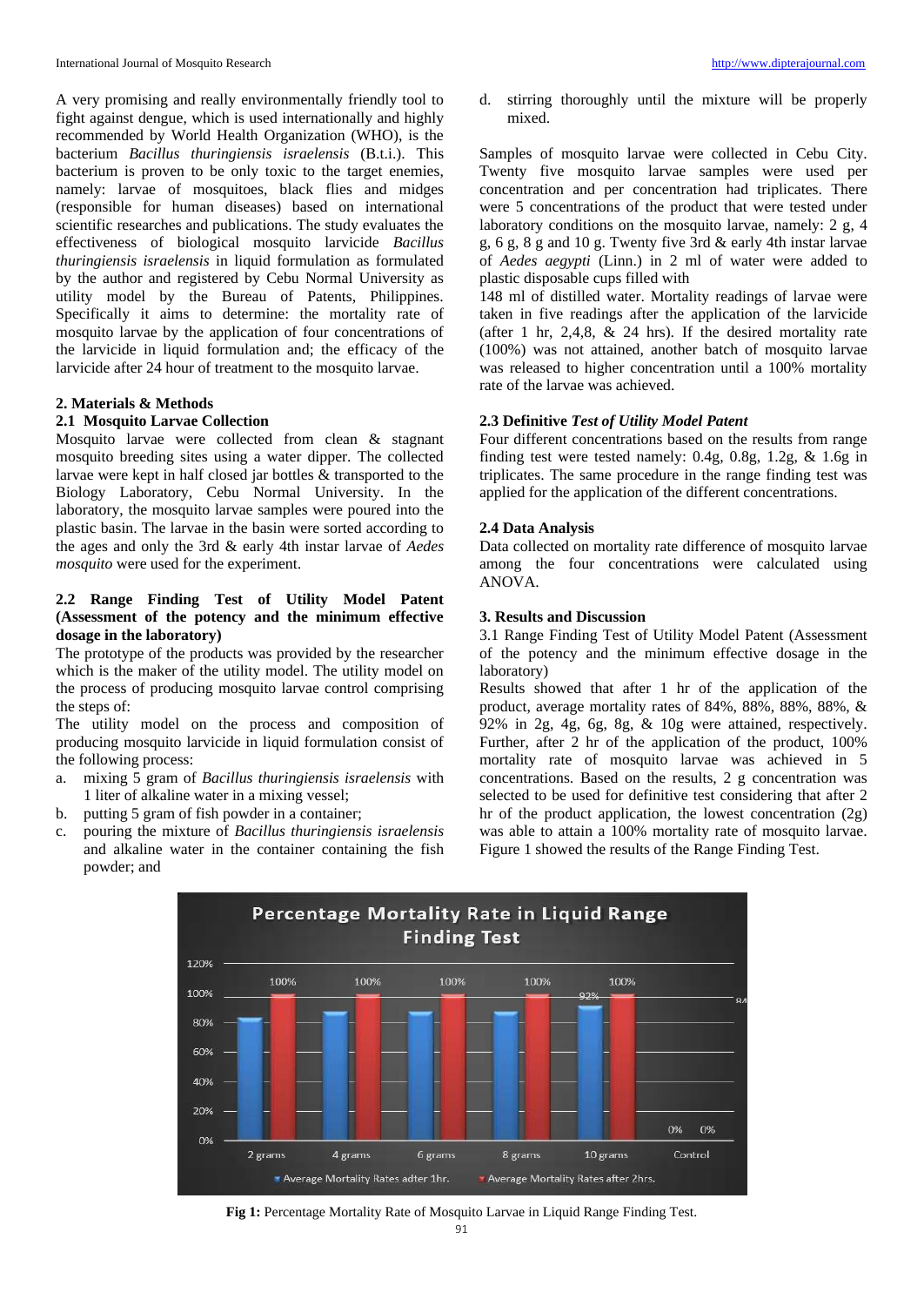A very promising and really environmentally friendly tool to fight against dengue, which is used internationally and highly recommended by World Health Organization (WHO), is the bacterium *Bacillus thuringiensis israelensis* (B.t.i.). This bacterium is proven to be only toxic to the target enemies, namely: larvae of mosquitoes, black flies and midges (responsible for human diseases) based on international scientific researches and publications. The study evaluates the effectiveness of biological mosquito larvicide *Bacillus thuringiensis israelensis* in liquid formulation as formulated by the author and registered by Cebu Normal University as utility model by the Bureau of Patents, Philippines. Specifically it aims to determine: the mortality rate of mosquito larvae by the application of four concentrations of the larvicide in liquid formulation and; the efficacy of the larvicide after 24 hour of treatment to the mosquito larvae.

## 2. Materials & Methods

### 2.1 Mosquito Larvae Collection

Mosquito larvae were collected from clean & stagnant mosquito breeding sites using a water dipper. The collected larvae were kept in half closed jar bottles & transported to the Biology Laboratory, Cebu Normal University. In the laboratory, the mosquito larvae samples were poured into the plastic basin. The larvae in the basin were sorted according to the ages and only the 3rd & early 4th instar larvae of *Aedes mosquito* were used for the experiment.

### 2.2 Range Finding Test of Utility Model Patent (Assessment of the potency and the minimum effective dosage in the laboratory)

The prototype of the products was provided by the researcher which is the maker of the utility model. The utility model on the process of producing mosquito larvae control comprising the steps of:

The utility model on the process and composition of producing mosquito larvicide in liquid formulation consist of the following process:

a. mixing 5 gram of *Bacillus thuringiensis israelensis* with 1 liter of alkaline water in a mixing vessel;
b. putting 5 gram of fish powder in a container;
c. pouring the mixture of *Bacillus thuringiensis israelensis* and alkaline water in the container containing the fish powder; and
d. stirring thoroughly until the mixture will be properly mixed.

Samples of mosquito larvae were collected in Cebu City. Twenty five mosquito larvae samples were used per concentration and per concentration had triplicates. There were 5 concentrations of the product that were tested under laboratory conditions on the mosquito larvae, namely: 2 g, 4 g, 6 g, 8 g and 10 g. Twenty five 3rd & early 4th instar larvae of *Aedes aegypti* (Linn.) in 2 ml of water were added to plastic disposable cups filled with

148 ml of distilled water. Mortality readings of larvae were taken in five readings after the application of the larvicide (after 1 hr, 2,4,8, & 24 hrs). If the desired mortality rate (100%) was not attained, another batch of mosquito larvae was released to higher concentration until a 100% mortality rate of the larvae was achieved.

### 2.3 Definitive *Test of Utility Model Patent*

Four different concentrations based on the results from range finding test were tested namely: 0.4g, 0.8g, 1.2g, & 1.6g in triplicates. The same procedure in the range finding test was applied for the application of the different concentrations.

### 2.4 Data Analysis

Data collected on mortality rate difference of mosquito larvae among the four concentrations were calculated using ANOVA.

## 3. Results and Discussion

3.1 Range Finding Test of Utility Model Patent (Assessment of the potency and the minimum effective dosage in the laboratory)

Results showed that after 1 hr of the application of the product, average mortality rates of 84%, 88%, 88%, 88%, & 92% in 2g, 4g, 6g, 8g, & 10g were attained, respectively. Further, after 2 hr of the application of the product, 100% mortality rate of mosquito larvae was achieved in 5 concentrations. Based on the results, 2 g concentration was selected to be used for definitive test considering that after 2 hr of the product application, the lowest concentration (2g) was able to attain a 100% mortality rate of mosquito larvae. Figure 1 showed the results of the Range Finding Test.

**Fig 1:** Percentage Mortality Rate of Mosquito Larvae in Liquid Range Finding Test.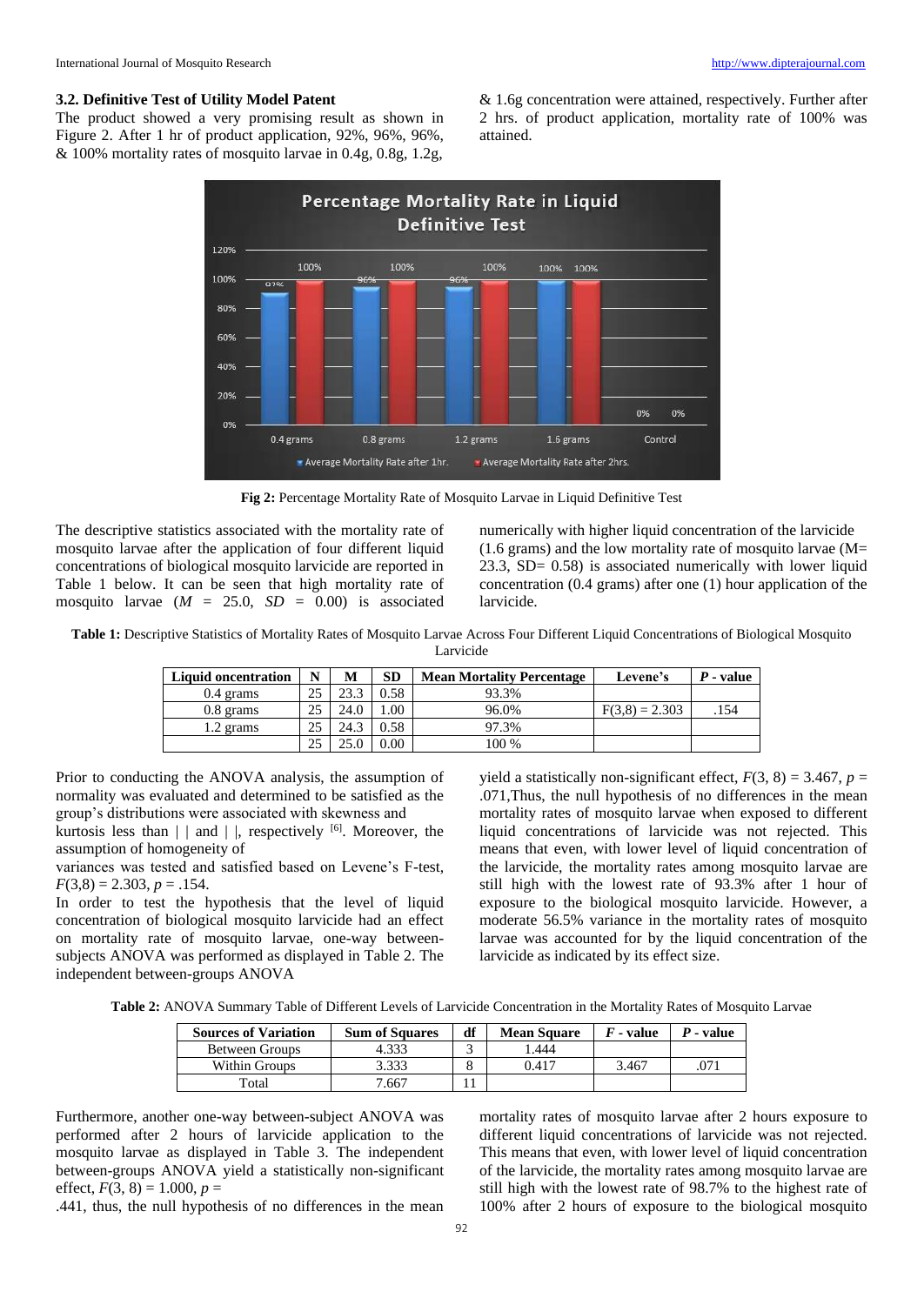### 3.2. Definitive Test of Utility Model Patent

The product showed a very promising result as shown in Figure 2. After 1 hr of product application, 92%, 96%, 96%, & 100% mortality rates of mosquito larvae in 0.4g, 0.8g, 1.2g, & 1.6g concentration were attained, respectively. Further after 2 hrs. of product application, mortality rate of 100% was attained.

**Fig 2:** Percentage Mortality Rate of Mosquito Larvae in Liquid Definitive Test

The descriptive statistics associated with the mortality rate of mosquito larvae after the application of four different liquid concentrations of biological mosquito larvicide are reported in Table 1 below. It can be seen that high mortality rate of mosquito larvae ($M$ = 25.0, $SD$ = 0.00) is associated numerically with higher liquid concentration of the larvicide (1.6 grams) and the low mortality rate of mosquito larvae (M= 23.3, SD= 0.58) is associated numerically with lower liquid concentration (0.4 grams) after one (1) hour application of the larvicide.

**Table 1:** Descriptive Statistics of Mortality Rates of Mosquito Larvae Across Four Different Liquid Concentrations of Biological Mosquito Larvicide

| Liquid oncentration | N | M | SD | Mean Mortality Percentage | Levene's | P - value |
|---|---|---|---|---|---|---|
| 0.4 grams | 25 | 23.3 | 0.58 | 93.3% | | |
| 0.8 grams | 25 | 24.0 | 1.00 | 96.0% | F(3,8) = 2.303 | .154 |
| 1.2 grams | 25 | 24.3 | 0.58 | 97.3% | | |
| | 25 | 25.0 | 0.00 | 100 % | | |

Prior to conducting the ANOVA analysis, the assumption of normality was evaluated and determined to be satisfied as the group's distributions were associated with skewness and kurtosis less than | | and | |, respectively [6]. Moreover, the assumption of homogeneity of variances was tested and satisfied based on Levene's F-test, $F(3,8) = 2.303$, $p = .154$.

In order to test the hypothesis that the level of liquid concentration of biological mosquito larvicide had an effect on mortality rate of mosquito larvae, one-way between-subjects ANOVA was performed as displayed in Table 2. The independent between-groups ANOVA yield a statistically non-significant effect, $F(3, 8) = 3.467$, $p = .071$,Thus, the null hypothesis of no differences in the mean mortality rates of mosquito larvae when exposed to different liquid concentrations of larvicide was not rejected. This means that even, with lower level of liquid concentration of the larvicide, the mortality rates among mosquito larvae are still high with the lowest rate of 93.3% after 1 hour of exposure to the biological mosquito larvicide. However, a moderate 56.5% variance in the mortality rates of mosquito larvae was accounted for by the liquid concentration of the larvicide as indicated by its effect size.

**Table 2:** ANOVA Summary Table of Different Levels of Larvicide Concentration in the Mortality Rates of Mosquito Larvae

| Sources of Variation | Sum of Squares | df | Mean Square | F - value | P - value |
|---|---|---|---|---|---|
| Between Groups | 4.333 | 3 | 1.444 | | |
| Within Groups | 3.333 | 8 | 0.417 | 3.467 | .071 |
| Total | 7.667 | 11 | | | |

Furthermore, another one-way between-subject ANOVA was performed after 2 hours of larvicide application to the mosquito larvae as displayed in Table 3. The independent between-groups ANOVA yield a statistically non-significant effect, $F(3, 8) = 1.000$, $p =$ .441, thus, the null hypothesis of no differences in the mean mortality rates of mosquito larvae after 2 hours exposure to different liquid concentrations of larvicide was not rejected. This means that even, with lower level of liquid concentration of the larvicide, the mortality rates among mosquito larvae are still high with the lowest rate of 98.7% to the highest rate of 100% after 2 hours of exposure to the biological mosquito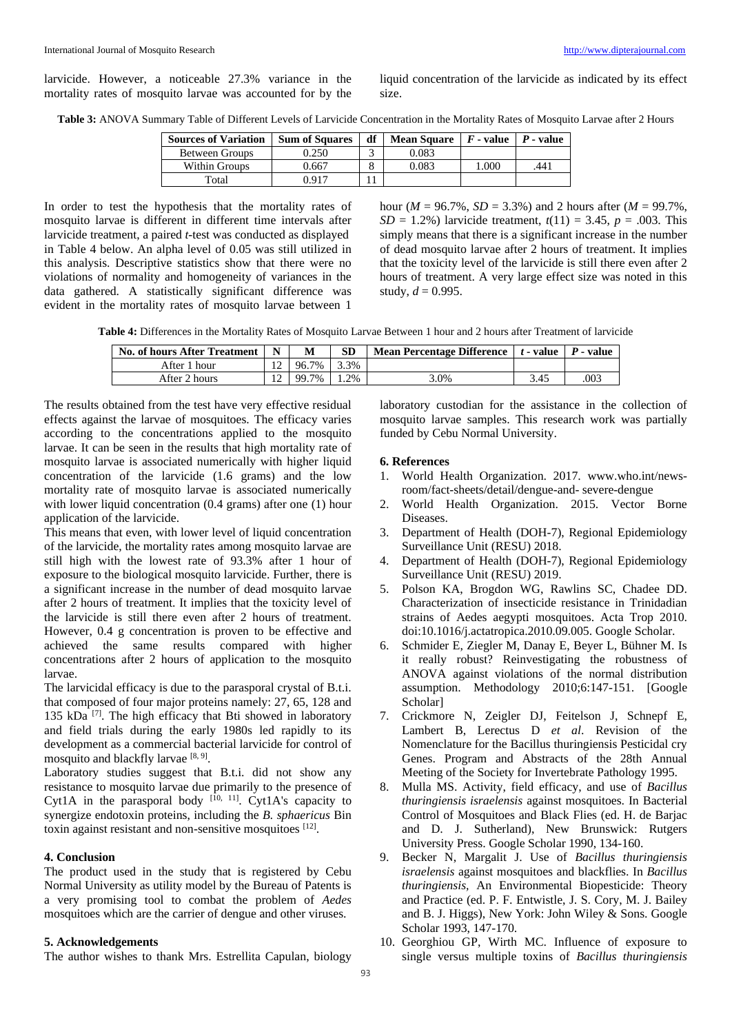larvicide. However, a noticeable 27.3% variance in the mortality rates of mosquito larvae was accounted for by the liquid concentration of the larvicide as indicated by its effect size.

**Table 3:** ANOVA Summary Table of Different Levels of Larvicide Concentration in the Mortality Rates of Mosquito Larvae after 2 Hours

| Sources of Variation | Sum of Squares | df | Mean Square | *F* - value | *P* - value |
|---|---|---|---|---|---|
| Between Groups | 0.250 | 3 | 0.083 | | |
| Within Groups | 0.667 | 8 | 0.083 | 1.000 | .441 |
| Total | 0.917 | 11 | | | |

In order to test the hypothesis that the mortality rates of mosquito larvae is different in different time intervals after larvicide treatment, a paired *t*-test was conducted as displayed in Table 4 below. An alpha level of 0.05 was still utilized in this analysis. Descriptive statistics show that there were no violations of normality and homogeneity of variances in the data gathered. A statistically significant difference was evident in the mortality rates of mosquito larvae between 1 hour ($M$ = 96.7%, $SD$ = 3.3%) and 2 hours after ($M$ = 99.7%, $SD$ = 1.2%) larvicide treatment, $t(11) = 3.45$, $p = .003$. This simply means that there is a significant increase in the number of dead mosquito larvae after 2 hours of treatment. It implies that the toxicity level of the larvicide is still there even after 2 hours of treatment. A very large effect size was noted in this study, $d = 0.995$.

**Table 4:** Differences in the Mortality Rates of Mosquito Larvae Between 1 hour and 2 hours after Treatment of larvicide

| No. of hours After Treatment | N | M | SD | Mean Percentage Difference | *t* - value | *P* - value |
|---|---|---|---|---|---|---|
| After 1 hour | 12 | 96.7% | 3.3% | | | |
| After 2 hours | 12 | 99.7% | 1.2% | 3.0% | 3.45 | .003 |

The results obtained from the test have very effective residual effects against the larvae of mosquitoes. The efficacy varies according to the concentrations applied to the mosquito larvae. It can be seen in the results that high mortality rate of mosquito larvae is associated numerically with higher liquid concentration of the larvicide (1.6 grams) and the low mortality rate of mosquito larvae is associated numerically with lower liquid concentration (0.4 grams) after one (1) hour application of the larvicide.

This means that even, with lower level of liquid concentration of the larvicide, the mortality rates among mosquito larvae are still high with the lowest rate of 93.3% after 1 hour of exposure to the biological mosquito larvicide. Further, there is a significant increase in the number of dead mosquito larvae after 2 hours of treatment. It implies that the toxicity level of the larvicide is still there even after 2 hours of treatment. However, 0.4 g concentration is proven to be effective and achieved the same results compared with higher concentrations after 2 hours of application to the mosquito larvae.

The larvicidal efficacy is due to the parasporal crystal of B.t.i. that composed of four major proteins namely: 27, 65, 128 and 135 kDa [7]. The high efficacy that Bti showed in laboratory and field trials during the early 1980s led rapidly to its development as a commercial bacterial larvicide for control of mosquito and blackfly larvae [8, 9].

Laboratory studies suggest that B.t.i. did not show any resistance to mosquito larvae due primarily to the presence of Cyt1A in the parasporal body [10, 11]. Cyt1A's capacity to synergize endotoxin proteins, including the *B. sphaericus* Bin toxin against resistant and non-sensitive mosquitoes [12].

## 4. Conclusion

The product used in the study that is registered by Cebu Normal University as utility model by the Bureau of Patents is a very promising tool to combat the problem of *Aedes* mosquitoes which are the carrier of dengue and other viruses.

## 5. Acknowledgements

The author wishes to thank Mrs. Estrellita Capulan, biology laboratory custodian for the assistance in the collection of mosquito larvae samples. This research work was partially funded by Cebu Normal University.

## 6. References

1. World Health Organization. 2017. www.who.int/news-room/fact-sheets/detail/dengue-and- severe-dengue
2. World Health Organization. 2015. Vector Borne Diseases.
3. Department of Health (DOH-7), Regional Epidemiology Surveillance Unit (RESU) 2018.
4. Department of Health (DOH-7), Regional Epidemiology Surveillance Unit (RESU) 2019.
5. Polson KA, Brogdon WG, Rawlins SC, Chadee DD. Characterization of insecticide resistance in Trinidadian strains of Aedes aegypti mosquitoes. Acta Trop 2010. doi:10.1016/j.actatropica.2010.09.005. Google Scholar.
6. Schmider E, Ziegler M, Danay E, Beyer L, Bühner M. Is it really robust? Reinvestigating the robustness of ANOVA against violations of the normal distribution assumption. Methodology 2010;6:147-151. [Google Scholar]
7. Crickmore N, Zeigler DJ, Feitelson J, Schnepf E, Lambert B, Lerectus D *et al*. Revision of the Nomenclature for the Bacillus thuringiensis Pesticidal cry Genes. Program and Abstracts of the 28th Annual Meeting of the Society for Invertebrate Pathology 1995.
8. Mulla MS. Activity, field efficacy, and use of *Bacillus thuringiensis israelensis* against mosquitoes. In Bacterial Control of Mosquitoes and Black Flies (ed. H. de Barjac and D. J. Sutherland), New Brunswick: Rutgers University Press. Google Scholar 1990, 134-160.
9. Becker N, Margalit J. Use of *Bacillus thuringiensis israelensis* against mosquitoes and blackflies. In *Bacillus thuringiensis*, An Environmental Biopesticide: Theory and Practice (ed. P. F. Entwistle, J. S. Cory, M. J. Bailey and B. J. Higgs), New York: John Wiley & Sons. Google Scholar 1993, 147-170.
10. Georghiou GP, Wirth MC. Influence of exposure to single versus multiple toxins of *Bacillus thuringiensis*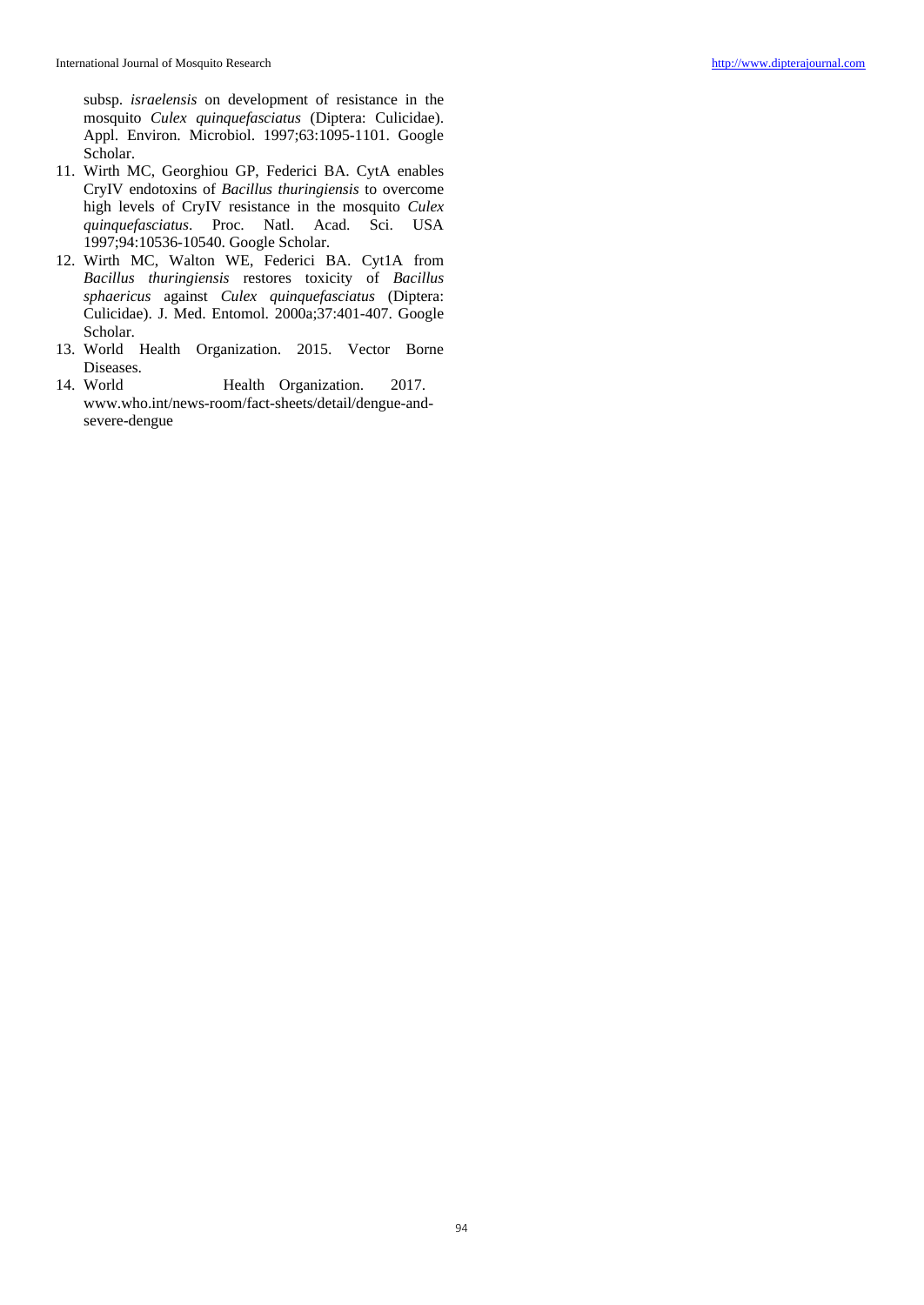subsp. *israelensis* on development of resistance in the mosquito *Culex quinquefasciatus* (Diptera: Culicidae). Appl. Environ. Microbiol. 1997;63:1095-1101. Google Scholar.

11. Wirth MC, Georghiou GP, Federici BA. CytA enables CryIV endotoxins of *Bacillus thuringiensis* to overcome high levels of CryIV resistance in the mosquito *Culex quinquefasciatus*. Proc. Natl. Acad. Sci. USA 1997;94:10536-10540. Google Scholar.
12. Wirth MC, Walton WE, Federici BA. Cyt1A from *Bacillus thuringiensis* restores toxicity of *Bacillus sphaericus* against *Culex quinquefasciatus* (Diptera: Culicidae). J. Med. Entomol. 2000a;37:401-407. Google Scholar.
13. World Health Organization. 2015. Vector Borne Diseases.
14. World Health Organization. 2017. www.who.int/news-room/fact-sheets/detail/dengue-and-severe-dengue